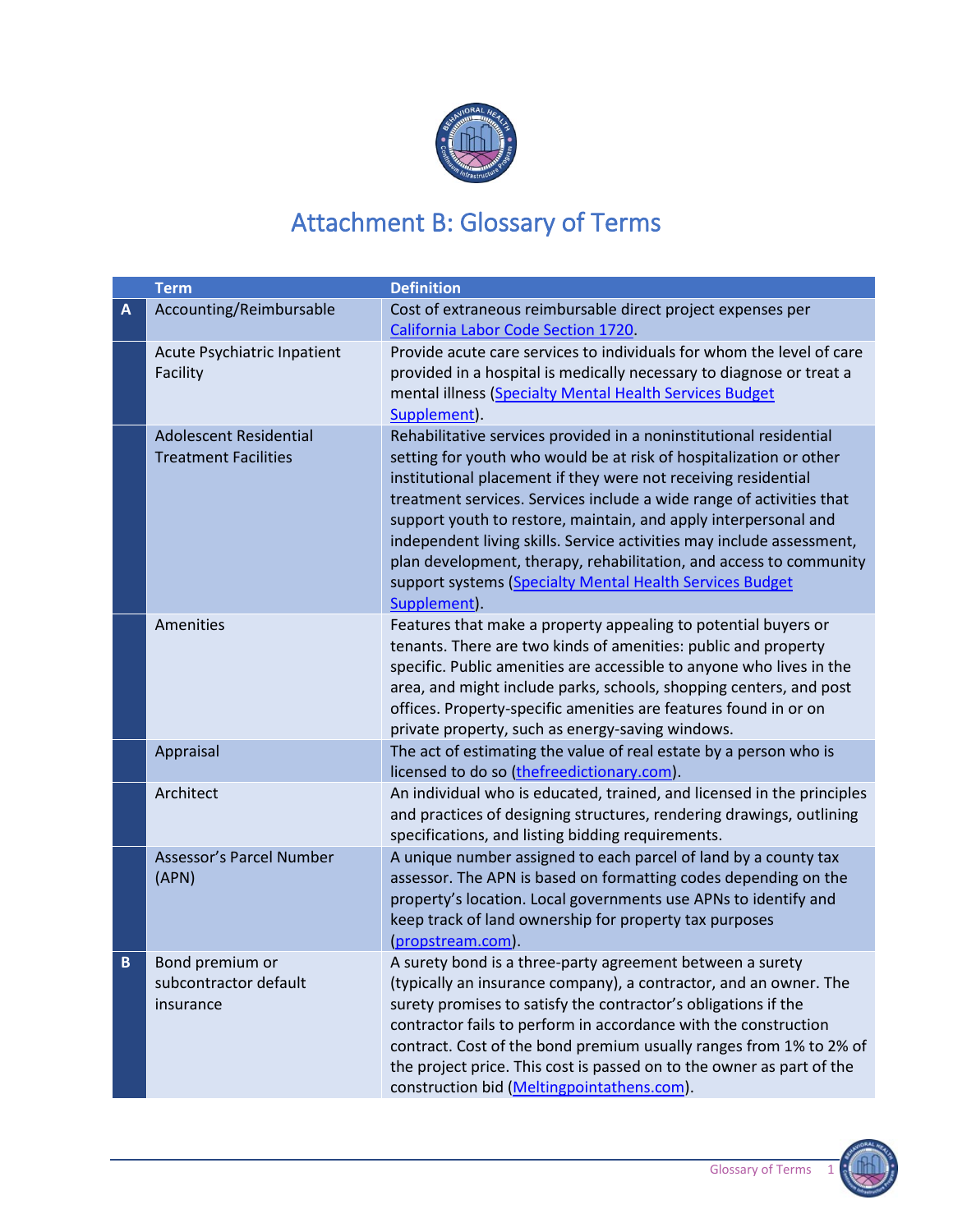# Attachment B: Glossary of Terms

| | Term | Definition |
|---|---|---|
| A | Accounting/Reimbursable | Cost of extraneous reimbursable direct project expenses per California Labor Code Section 1720. |
| | Acute Psychiatric Inpatient Facility | Provide acute care services to individuals for whom the level of care provided in a hospital is medically necessary to diagnose or treat a mental illness (Specialty Mental Health Services Budget Supplement). |
| | Adolescent Residential Treatment Facilities | Rehabilitative services provided in a noninstitutional residential setting for youth who would be at risk of hospitalization or other institutional placement if they were not receiving residential treatment services. Services include a wide range of activities that support youth to restore, maintain, and apply interpersonal and independent living skills. Service activities may include assessment, plan development, therapy, rehabilitation, and access to community support systems (Specialty Mental Health Services Budget Supplement). |
| | Amenities | Features that make a property appealing to potential buyers or tenants. There are two kinds of amenities: public and property specific. Public amenities are accessible to anyone who lives in the area, and might include parks, schools, shopping centers, and post offices. Property-specific amenities are features found in or on private property, such as energy-saving windows. |
| | Appraisal | The act of estimating the value of real estate by a person who is licensed to do so (thefreedictionary.com). |
| | Architect | An individual who is educated, trained, and licensed in the principles and practices of designing structures, rendering drawings, outlining specifications, and listing bidding requirements. |
| | Assessor's Parcel Number (APN) | A unique number assigned to each parcel of land by a county tax assessor. The APN is based on formatting codes depending on the property's location. Local governments use APNs to identify and keep track of land ownership for property tax purposes (propstream.com). |
| B | Bond premium or subcontractor default insurance | A surety bond is a three-party agreement between a surety (typically an insurance company), a contractor, and an owner. The surety promises to satisfy the contractor's obligations if the contractor fails to perform in accordance with the construction contract. Cost of the bond premium usually ranges from 1% to 2% of the project price. This cost is passed on to the owner as part of the construction bid (Meltingpointathens.com). |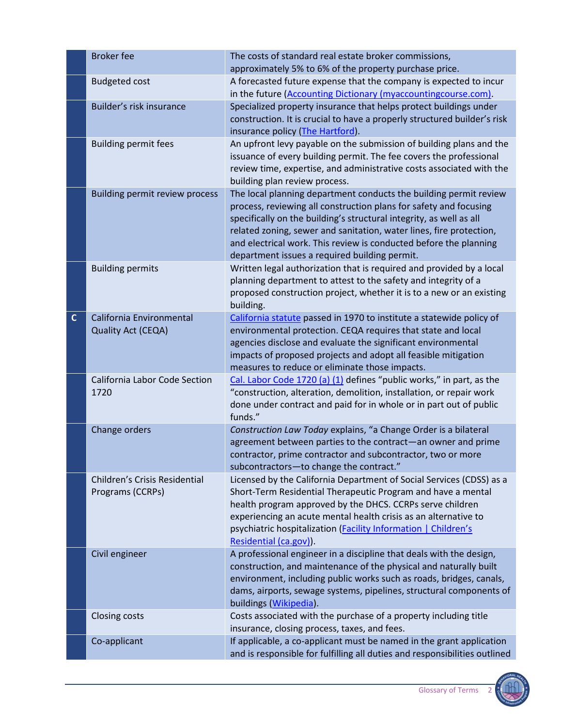| | | |
|---|---|---|
| | Broker fee | The costs of standard real estate broker commissions, approximately 5% to 6% of the property purchase price. |
| | Budgeted cost | A forecasted future expense that the company is expected to incur in the future (Accounting Dictionary (myaccountingcourse.com). |
| | Builder's risk insurance | Specialized property insurance that helps protect buildings under construction. It is crucial to have a properly structured builder's risk insurance policy (The Hartford). |
| | Building permit fees | An upfront levy payable on the submission of building plans and the issuance of every building permit. The fee covers the professional review time, expertise, and administrative costs associated with the building plan review process. |
| | Building permit review process | The local planning department conducts the building permit review process, reviewing all construction plans for safety and focusing specifically on the building's structural integrity, as well as all related zoning, sewer and sanitation, water lines, fire protection, and electrical work. This review is conducted before the planning department issues a required building permit. |
| | Building permits | Written legal authorization that is required and provided by a local planning department to attest to the safety and integrity of a proposed construction project, whether it is to a new or an existing building. |
| **C** | California Environmental Quality Act (CEQA) | California statute passed in 1970 to institute a statewide policy of environmental protection. CEQA requires that state and local agencies disclose and evaluate the significant environmental impacts of proposed projects and adopt all feasible mitigation measures to reduce or eliminate those impacts. |
| | California Labor Code Section 1720 | Cal. Labor Code 1720 (a) (1) defines "public works," in part, as the "construction, alteration, demolition, installation, or repair work done under contract and paid for in whole or in part out of public funds." |
| | Change orders | *Construction Law Today* explains, "a Change Order is a bilateral agreement between parties to the contract—an owner and prime contractor, prime contractor and subcontractor, two or more subcontractors—to change the contract." |
| | Children's Crisis Residential Programs (CCRPs) | Licensed by the California Department of Social Services (CDSS) as a Short-Term Residential Therapeutic Program and have a mental health program approved by the DHCS. CCRPs serve children experiencing an acute mental health crisis as an alternative to psychiatric hospitalization (Facility Information \| Children's Residential (ca.gov)). |
| | Civil engineer | A professional engineer in a discipline that deals with the design, construction, and maintenance of the physical and naturally built environment, including public works such as roads, bridges, canals, dams, airports, sewage systems, pipelines, structural components of buildings (Wikipedia). |
| | Closing costs | Costs associated with the purchase of a property including title insurance, closing process, taxes, and fees. |
| | Co-applicant | If applicable, a co-applicant must be named in the grant application and is responsible for fulfilling all duties and responsibilities outlined |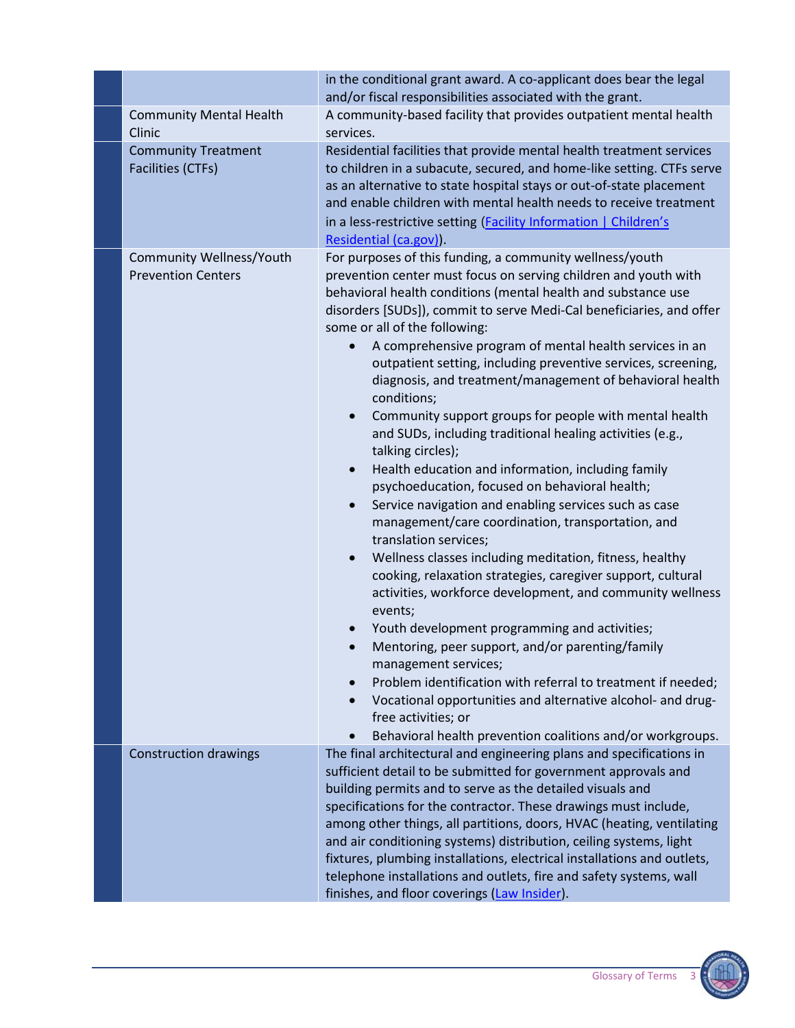| | | |
|---|---|---|
| | | in the conditional grant award. A co-applicant does bear the legal and/or fiscal responsibilities associated with the grant. |
| | Community Mental Health Clinic | A community-based facility that provides outpatient mental health services. |
| | Community Treatment Facilities (CTFs) | Residential facilities that provide mental health treatment services to children in a subacute, secured, and home-like setting. CTFs serve as an alternative to state hospital stays or out-of-state placement and enable children with mental health needs to receive treatment in a less-restrictive setting ([Facility Information \| Children's Residential (ca.gov)](Facility Information \| Children's Residential (ca.gov))). |
| | Community Wellness/Youth Prevention Centers | For purposes of this funding, a community wellness/youth prevention center must focus on serving children and youth with behavioral health conditions (mental health and substance use disorders [SUDs]), commit to serve Medi-Cal beneficiaries, and offer some or all of the following: <br>• A comprehensive program of mental health services in an outpatient setting, including preventive services, screening, diagnosis, and treatment/management of behavioral health conditions; <br>• Community support groups for people with mental health and SUDs, including traditional healing activities (e.g., talking circles); <br>• Health education and information, including family psychoeducation, focused on behavioral health; <br>• Service navigation and enabling services such as case management/care coordination, transportation, and translation services; <br>• Wellness classes including meditation, fitness, healthy cooking, relaxation strategies, caregiver support, cultural activities, workforce development, and community wellness events; <br>• Youth development programming and activities; <br>• Mentoring, peer support, and/or parenting/family management services; <br>• Problem identification with referral to treatment if needed; <br>• Vocational opportunities and alternative alcohol- and drug-free activities; or <br>• Behavioral health prevention coalitions and/or workgroups. |
| | Construction drawings | The final architectural and engineering plans and specifications in sufficient detail to be submitted for government approvals and building permits and to serve as the detailed visuals and specifications for the contractor. These drawings must include, among other things, all partitions, doors, HVAC (heating, ventilating and air conditioning systems) distribution, ceiling systems, light fixtures, plumbing installations, electrical installations and outlets, telephone installations and outlets, fire and safety systems, wall finishes, and floor coverings (Law Insider). |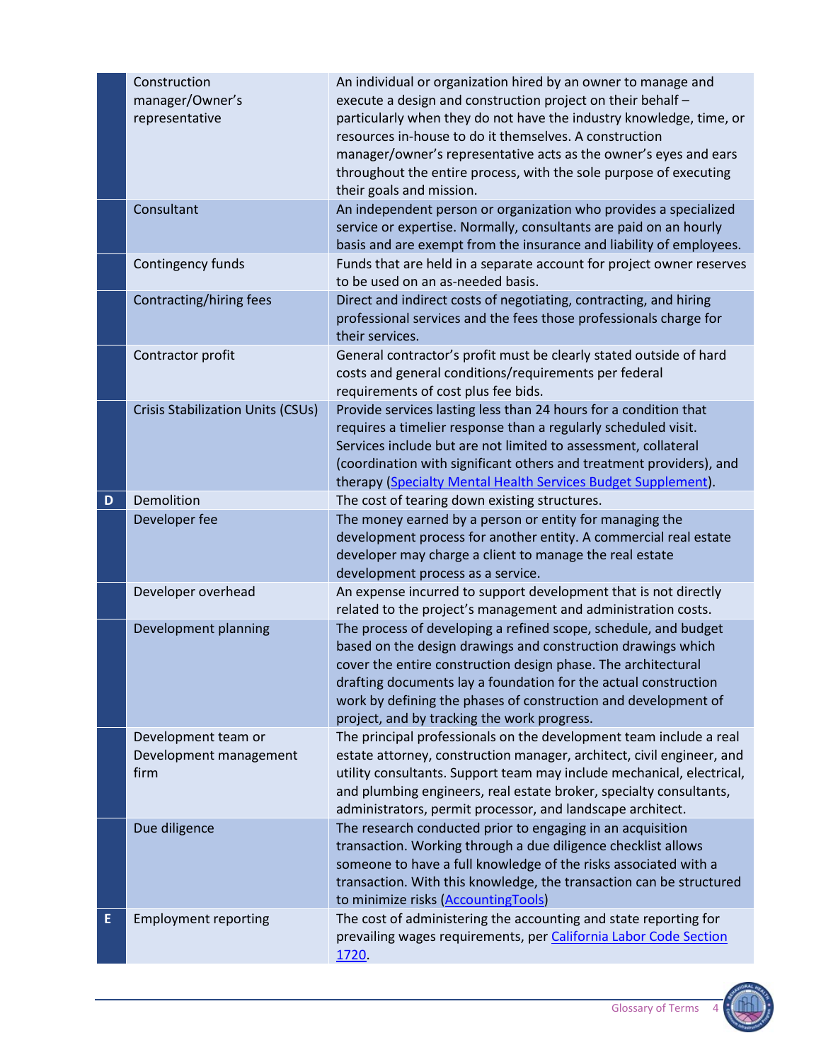| | | |
|---|---|---|
| | Construction manager/Owner's representative | An individual or organization hired by an owner to manage and execute a design and construction project on their behalf – particularly when they do not have the industry knowledge, time, or resources in-house to do it themselves. A construction manager/owner's representative acts as the owner's eyes and ears throughout the entire process, with the sole purpose of executing their goals and mission. |
| | Consultant | An independent person or organization who provides a specialized service or expertise. Normally, consultants are paid on an hourly basis and are exempt from the insurance and liability of employees. |
| | Contingency funds | Funds that are held in a separate account for project owner reserves to be used on an as-needed basis. |
| | Contracting/hiring fees | Direct and indirect costs of negotiating, contracting, and hiring professional services and the fees those professionals charge for their services. |
| | Contractor profit | General contractor's profit must be clearly stated outside of hard costs and general conditions/requirements per federal requirements of cost plus fee bids. |
| | Crisis Stabilization Units (CSUs) | Provide services lasting less than 24 hours for a condition that requires a timelier response than a regularly scheduled visit. Services include but are not limited to assessment, collateral (coordination with significant others and treatment providers), and therapy (Specialty Mental Health Services Budget Supplement). |
| D | Demolition | The cost of tearing down existing structures. |
| | Developer fee | The money earned by a person or entity for managing the development process for another entity. A commercial real estate developer may charge a client to manage the real estate development process as a service. |
| | Developer overhead | An expense incurred to support development that is not directly related to the project's management and administration costs. |
| | Development planning | The process of developing a refined scope, schedule, and budget based on the design drawings and construction drawings which cover the entire construction design phase. The architectural drafting documents lay a foundation for the actual construction work by defining the phases of construction and development of project, and by tracking the work progress. |
| | Development team or Development management firm | The principal professionals on the development team include a real estate attorney, construction manager, architect, civil engineer, and utility consultants. Support team may include mechanical, electrical, and plumbing engineers, real estate broker, specialty consultants, administrators, permit processor, and landscape architect. |
| | Due diligence | The research conducted prior to engaging in an acquisition transaction. Working through a due diligence checklist allows someone to have a full knowledge of the risks associated with a transaction. With this knowledge, the transaction can be structured to minimize risks (AccountingTools) |
| E | Employment reporting | The cost of administering the accounting and state reporting for prevailing wages requirements, per California Labor Code Section 1720. |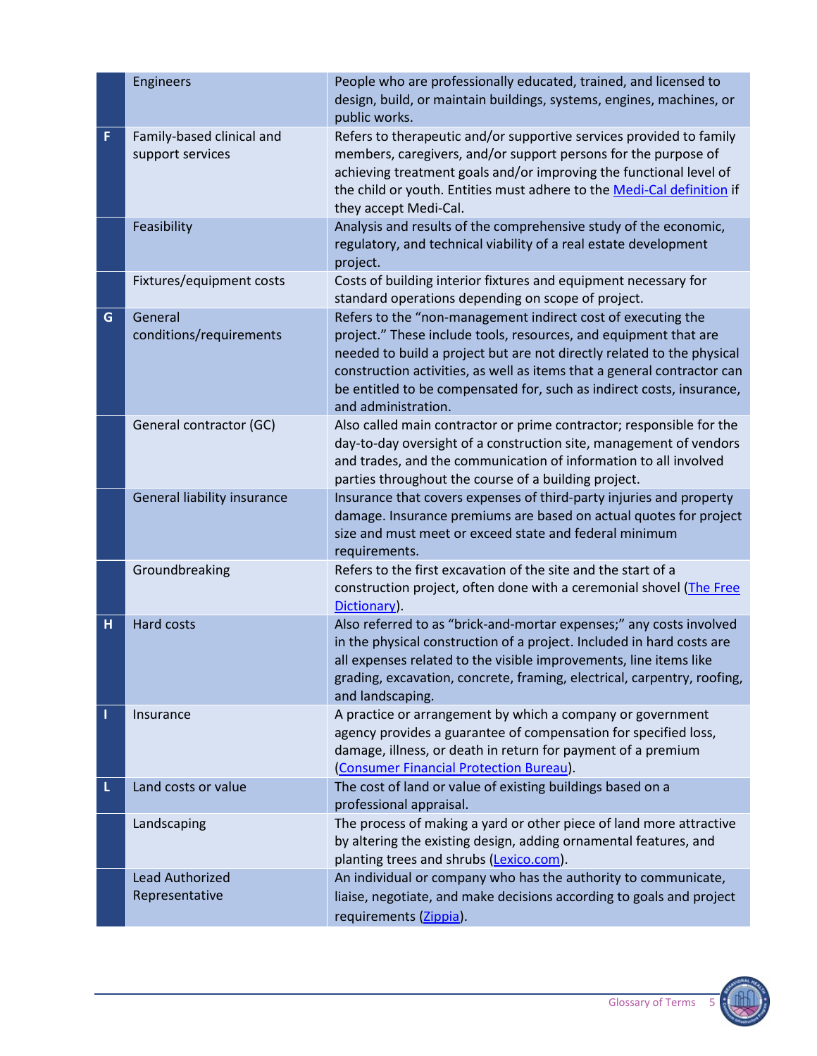| | | |
|---|---|---|
| | Engineers | People who are professionally educated, trained, and licensed to design, build, or maintain buildings, systems, engines, machines, or public works. |
| F | Family-based clinical and support services | Refers to therapeutic and/or supportive services provided to family members, caregivers, and/or support persons for the purpose of achieving treatment goals and/or improving the functional level of the child or youth. Entities must adhere to the Medi-Cal definition if they accept Medi-Cal. |
| | Feasibility | Analysis and results of the comprehensive study of the economic, regulatory, and technical viability of a real estate development project. |
| | Fixtures/equipment costs | Costs of building interior fixtures and equipment necessary for standard operations depending on scope of project. |
| G | General conditions/requirements | Refers to the "non-management indirect cost of executing the project." These include tools, resources, and equipment that are needed to build a project but are not directly related to the physical construction activities, as well as items that a general contractor can be entitled to be compensated for, such as indirect costs, insurance, and administration. |
| | General contractor (GC) | Also called main contractor or prime contractor; responsible for the day-to-day oversight of a construction site, management of vendors and trades, and the communication of information to all involved parties throughout the course of a building project. |
| | General liability insurance | Insurance that covers expenses of third-party injuries and property damage. Insurance premiums are based on actual quotes for project size and must meet or exceed state and federal minimum requirements. |
| | Groundbreaking | Refers to the first excavation of the site and the start of a construction project, often done with a ceremonial shovel (The Free Dictionary). |
| H | Hard costs | Also referred to as "brick-and-mortar expenses;" any costs involved in the physical construction of a project. Included in hard costs are all expenses related to the visible improvements, line items like grading, excavation, concrete, framing, electrical, carpentry, roofing, and landscaping. |
| I | Insurance | A practice or arrangement by which a company or government agency provides a guarantee of compensation for specified loss, damage, illness, or death in return for payment of a premium (Consumer Financial Protection Bureau). |
| L | Land costs or value | The cost of land or value of existing buildings based on a professional appraisal. |
| | Landscaping | The process of making a yard or other piece of land more attractive by altering the existing design, adding ornamental features, and planting trees and shrubs (Lexico.com). |
| | Lead Authorized Representative | An individual or company who has the authority to communicate, liaise, negotiate, and make decisions according to goals and project requirements (Zippia). |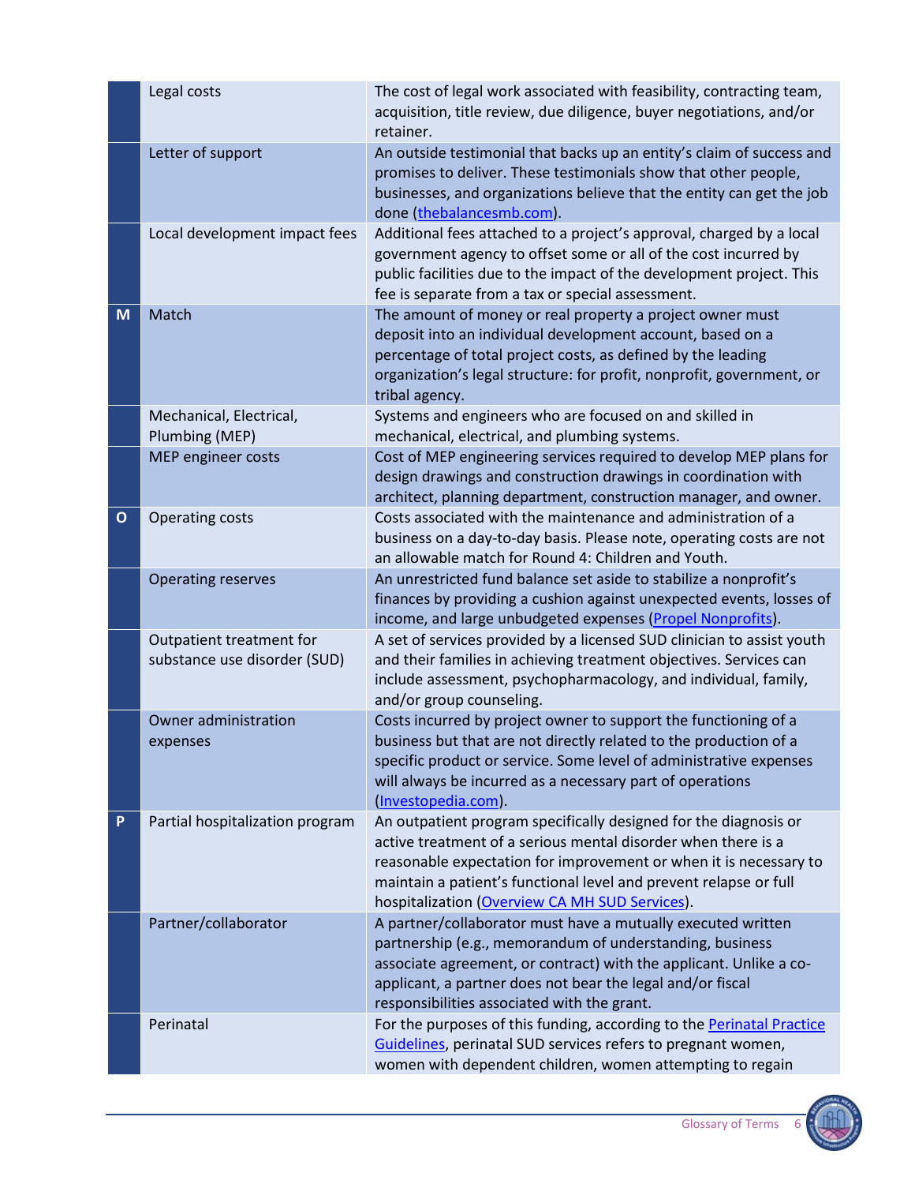| | | |
|---|---|---|
| | Legal costs | The cost of legal work associated with feasibility, contracting team, acquisition, title review, due diligence, buyer negotiations, and/or retainer. |
| | Letter of support | An outside testimonial that backs up an entity's claim of success and promises to deliver. These testimonials show that other people, businesses, and organizations believe that the entity can get the job done (thebalancesmb.com). |
| | Local development impact fees | Additional fees attached to a project's approval, charged by a local government agency to offset some or all of the cost incurred by public facilities due to the impact of the development project. This fee is separate from a tax or special assessment. |
| M | Match | The amount of money or real property a project owner must deposit into an individual development account, based on a percentage of total project costs, as defined by the leading organization's legal structure: for profit, nonprofit, government, or tribal agency. |
| | Mechanical, Electrical, Plumbing (MEP) | Systems and engineers who are focused on and skilled in mechanical, electrical, and plumbing systems. |
| | MEP engineer costs | Cost of MEP engineering services required to develop MEP plans for design drawings and construction drawings in coordination with architect, planning department, construction manager, and owner. |
| O | Operating costs | Costs associated with the maintenance and administration of a business on a day-to-day basis. Please note, operating costs are not an allowable match for Round 4: Children and Youth. |
| | Operating reserves | An unrestricted fund balance set aside to stabilize a nonprofit's finances by providing a cushion against unexpected events, losses of income, and large unbudgeted expenses (Propel Nonprofits). |
| | Outpatient treatment for substance use disorder (SUD) | A set of services provided by a licensed SUD clinician to assist youth and their families in achieving treatment objectives. Services can include assessment, psychopharmacology, and individual, family, and/or group counseling. |
| | Owner administration expenses | Costs incurred by project owner to support the functioning of a business but that are not directly related to the production of a specific product or service. Some level of administrative expenses will always be incurred as a necessary part of operations (Investopedia.com). |
| P | Partial hospitalization program | An outpatient program specifically designed for the diagnosis or active treatment of a serious mental disorder when there is a reasonable expectation for improvement or when it is necessary to maintain a patient's functional level and prevent relapse or full hospitalization (Overview CA MH SUD Services). |
| | Partner/collaborator | A partner/collaborator must have a mutually executed written partnership (e.g., memorandum of understanding, business associate agreement, or contract) with the applicant. Unlike a co-applicant, a partner does not bear the legal and/or fiscal responsibilities associated with the grant. |
| | Perinatal | For the purposes of this funding, according to the Perinatal Practice Guidelines, perinatal SUD services refers to pregnant women, women with dependent children, women attempting to regain |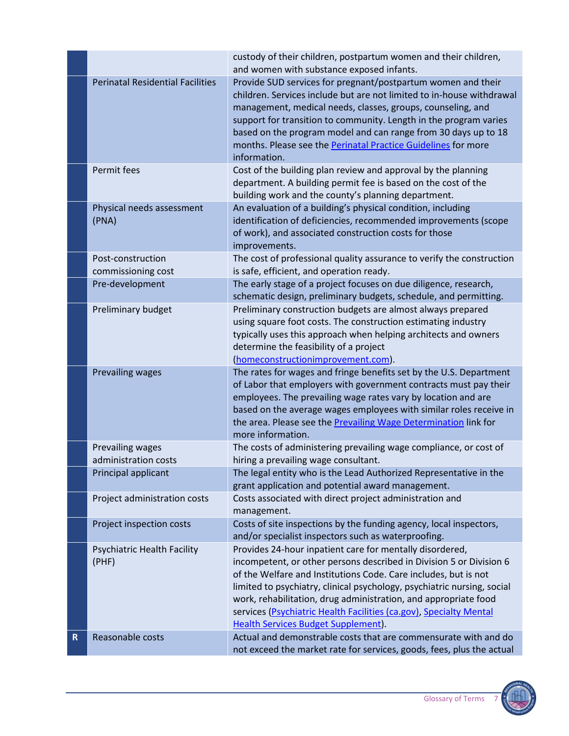| | | |
|---|---|---|
| | | custody of their children, postpartum women and their children, and women with substance exposed infants. |
| | Perinatal Residential Facilities | Provide SUD services for pregnant/postpartum women and their children. Services include but are not limited to in-house withdrawal management, medical needs, classes, groups, counseling, and support for transition to community. Length in the program varies based on the program model and can range from 30 days up to 18 months. Please see the [Perinatal Practice Guidelines]() for more information. |
| | Permit fees | Cost of the building plan review and approval by the planning department. A building permit fee is based on the cost of the building work and the county's planning department. |
| | Physical needs assessment (PNA) | An evaluation of a building's physical condition, including identification of deficiencies, recommended improvements (scope of work), and associated construction costs for those improvements. |
| | Post-construction commissioning cost | The cost of professional quality assurance to verify the construction is safe, efficient, and operation ready. |
| | Pre-development | The early stage of a project focuses on due diligence, research, schematic design, preliminary budgets, schedule, and permitting. |
| | Preliminary budget | Preliminary construction budgets are almost always prepared using square foot costs. The construction estimating industry typically uses this approach when helping architects and owners determine the feasibility of a project ([homeconstructionimprovement.com]()). |
| | Prevailing wages | The rates for wages and fringe benefits set by the U.S. Department of Labor that employers with government contracts must pay their employees. The prevailing wage rates vary by location and are based on the average wages employees with similar roles receive in the area. Please see the [Prevailing Wage Determination]() link for more information. |
| | Prevailing wages administration costs | The costs of administering prevailing wage compliance, or cost of hiring a prevailing wage consultant. |
| | Principal applicant | The legal entity who is the Lead Authorized Representative in the grant application and potential award management. |
| | Project administration costs | Costs associated with direct project administration and management. |
| | Project inspection costs | Costs of site inspections by the funding agency, local inspectors, and/or specialist inspectors such as waterproofing. |
| | Psychiatric Health Facility (PHF) | Provides 24-hour inpatient care for mentally disordered, incompetent, or other persons described in Division 5 or Division 6 of the Welfare and Institutions Code. Care includes, but is not limited to psychiatry, clinical psychology, psychiatric nursing, social work, rehabilitation, drug administration, and appropriate food services ([Psychiatric Health Facilities (ca.gov)](), [Specialty Mental Health Services Budget Supplement]()). |
| **R** | Reasonable costs | Actual and demonstrable costs that are commensurate with and do not exceed the market rate for services, goods, fees, plus the actual |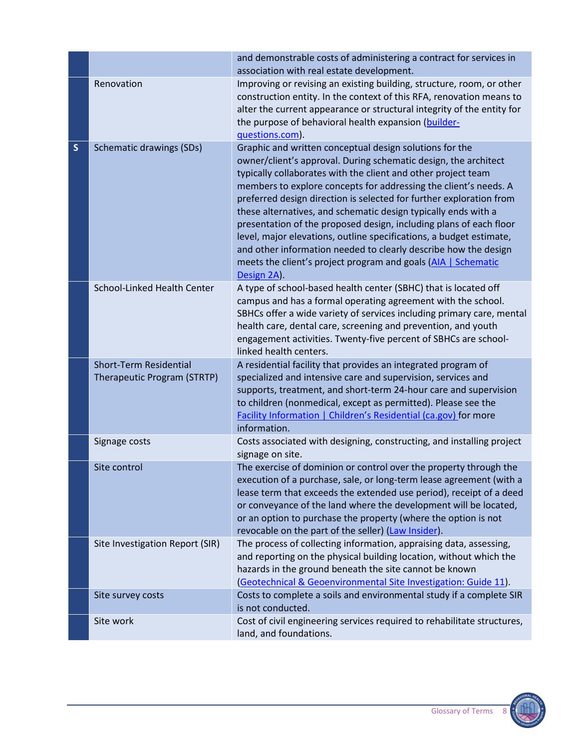| | | |
|---|---|---|
| | | and demonstrable costs of administering a contract for services in association with real estate development. |
| | Renovation | Improving or revising an existing building, structure, room, or other construction entity. In the context of this RFA, renovation means to alter the current appearance or structural integrity of the entity for the purpose of behavioral health expansion (builder-questions.com). |
| S | Schematic drawings (SDs) | Graphic and written conceptual design solutions for the owner/client's approval. During schematic design, the architect typically collaborates with the client and other project team members to explore concepts for addressing the client's needs. A preferred design direction is selected for further exploration from these alternatives, and schematic design typically ends with a presentation of the proposed design, including plans of each floor level, major elevations, outline specifications, a budget estimate, and other information needed to clearly describe how the design meets the client's project program and goals (AIA \| Schematic Design 2A). |
| | School-Linked Health Center | A type of school-based health center (SBHC) that is located off campus and has a formal operating agreement with the school. SBHCs offer a wide variety of services including primary care, mental health care, dental care, screening and prevention, and youth engagement activities. Twenty-five percent of SBHCs are school-linked health centers. |
| | Short-Term Residential Therapeutic Program (STRTP) | A residential facility that provides an integrated program of specialized and intensive care and supervision, services and supports, treatment, and short-term 24-hour care and supervision to children (nonmedical, except as permitted). Please see the Facility Information \| Children's Residential (ca.gov) for more information. |
| | Signage costs | Costs associated with designing, constructing, and installing project signage on site. |
| | Site control | The exercise of dominion or control over the property through the execution of a purchase, sale, or long-term lease agreement (with a lease term that exceeds the extended use period), receipt of a deed or conveyance of the land where the development will be located, or an option to purchase the property (where the option is not revocable on the part of the seller) (Law Insider). |
| | Site Investigation Report (SIR) | The process of collecting information, appraising data, assessing, and reporting on the physical building location, without which the hazards in the ground beneath the site cannot be known (Geotechnical & Geoenvironmental Site Investigation: Guide 11). |
| | Site survey costs | Costs to complete a soils and environmental study if a complete SIR is not conducted. |
| | Site work | Cost of civil engineering services required to rehabilitate structures, land, and foundations. |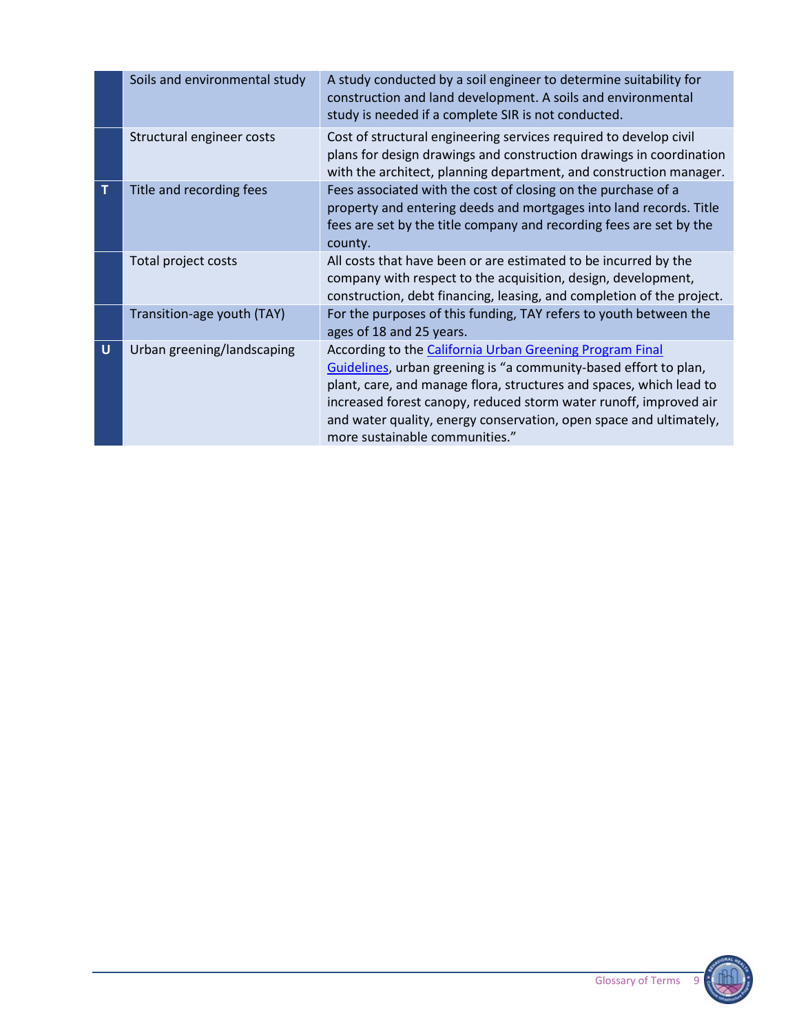| | | |
|---|---|---|
| | Soils and environmental study | A study conducted by a soil engineer to determine suitability for construction and land development. A soils and environmental study is needed if a complete SIR is not conducted. |
| | Structural engineer costs | Cost of structural engineering services required to develop civil plans for design drawings and construction drawings in coordination with the architect, planning department, and construction manager. |
| T | Title and recording fees | Fees associated with the cost of closing on the purchase of a property and entering deeds and mortgages into land records. Title fees are set by the title company and recording fees are set by the county. |
| | Total project costs | All costs that have been or are estimated to be incurred by the company with respect to the acquisition, design, development, construction, debt financing, leasing, and completion of the project. |
| | Transition-age youth (TAY) | For the purposes of this funding, TAY refers to youth between the ages of 18 and 25 years. |
| U | Urban greening/landscaping | According to the California Urban Greening Program Final Guidelines, urban greening is "a community-based effort to plan, plant, care, and manage flora, structures and spaces, which lead to increased forest canopy, reduced storm water runoff, improved air and water quality, energy conservation, open space and ultimately, more sustainable communities." |